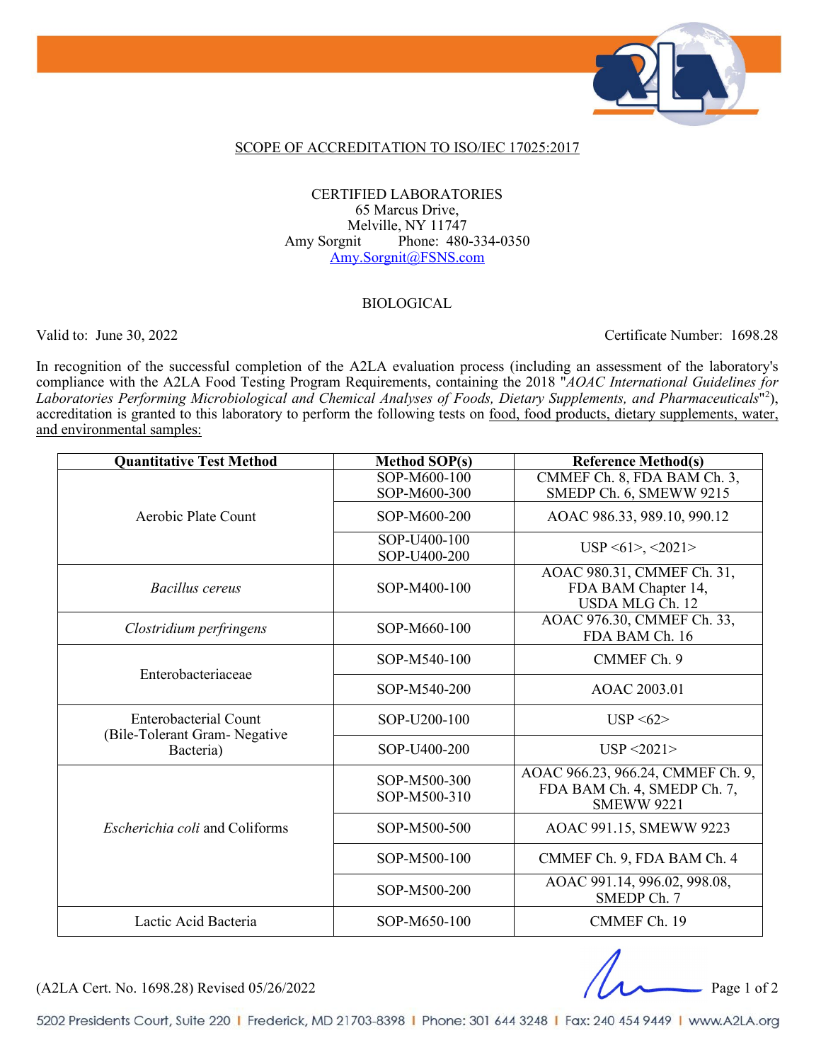SCOPE OF ACCREDITATION TO ISO/IEC 17025:2017

CERTIFIED LABORATORIES
65 Marcus Drive,
Melville, NY 11747
Amy Sorgnit Phone: 480-334-0350
Amy.Sorgnit@FSNS.com

BIOLOGICAL

Valid to: June 30, 2022 Certificate Number: 1698.28

In recognition of the successful completion of the A2LA evaluation process (including an assessment of the laboratory's compliance with the A2LA Food Testing Program Requirements, containing the 2018 "*AOAC International Guidelines for Laboratories Performing Microbiological and Chemical Analyses of Foods, Dietary Supplements, and Pharmaceuticals*"[2]), accreditation is granted to this laboratory to perform the following tests on food, food products, dietary supplements, water, and environmental samples:

| Quantitative Test Method | Method SOP(s) | Reference Method(s) |
|---|---|---|
| Aerobic Plate Count | SOP-M600-100 SOP-M600-300 | CMMEF Ch. 8, FDA BAM Ch. 3, SMEDP Ch. 6, SMEWW 9215 |
| | SOP-M600-200 | AOAC 986.33, 989.10, 990.12 |
| | SOP-U400-100 SOP-U400-200 | USP <61>, <2021> |
| *Bacillus cereus* | SOP-M400-100 | AOAC 980.31, CMMEF Ch. 31, FDA BAM Chapter 14, USDA MLG Ch. 12 |
| *Clostridium perfringens* | SOP-M660-100 | AOAC 976.30, CMMEF Ch. 33, FDA BAM Ch. 16 |
| Enterobacteriaceae | SOP-M540-100 | CMMEF Ch. 9 |
| | SOP-M540-200 | AOAC 2003.01 |
| Enterobacterial Count (Bile-Tolerant Gram- Negative Bacteria) | SOP-U200-100 | USP <62> |
| | SOP-U400-200 | USP <2021> |
| *Escherichia coli* and Coliforms | SOP-M500-300 SOP-M500-310 | AOAC 966.23, 966.24, CMMEF Ch. 9, FDA BAM Ch. 4, SMEDP Ch. 7, SMEWW 9221 |
| | SOP-M500-500 | AOAC 991.15, SMEWW 9223 |
| | SOP-M500-100 | CMMEF Ch. 9, FDA BAM Ch. 4 |
| | SOP-M500-200 | AOAC 991.14, 996.02, 998.08, SMEDP Ch. 7 |
| Lactic Acid Bacteria | SOP-M650-100 | CMMEF Ch. 19 |

(A2LA Cert. No. 1698.28) Revised 05/26/2022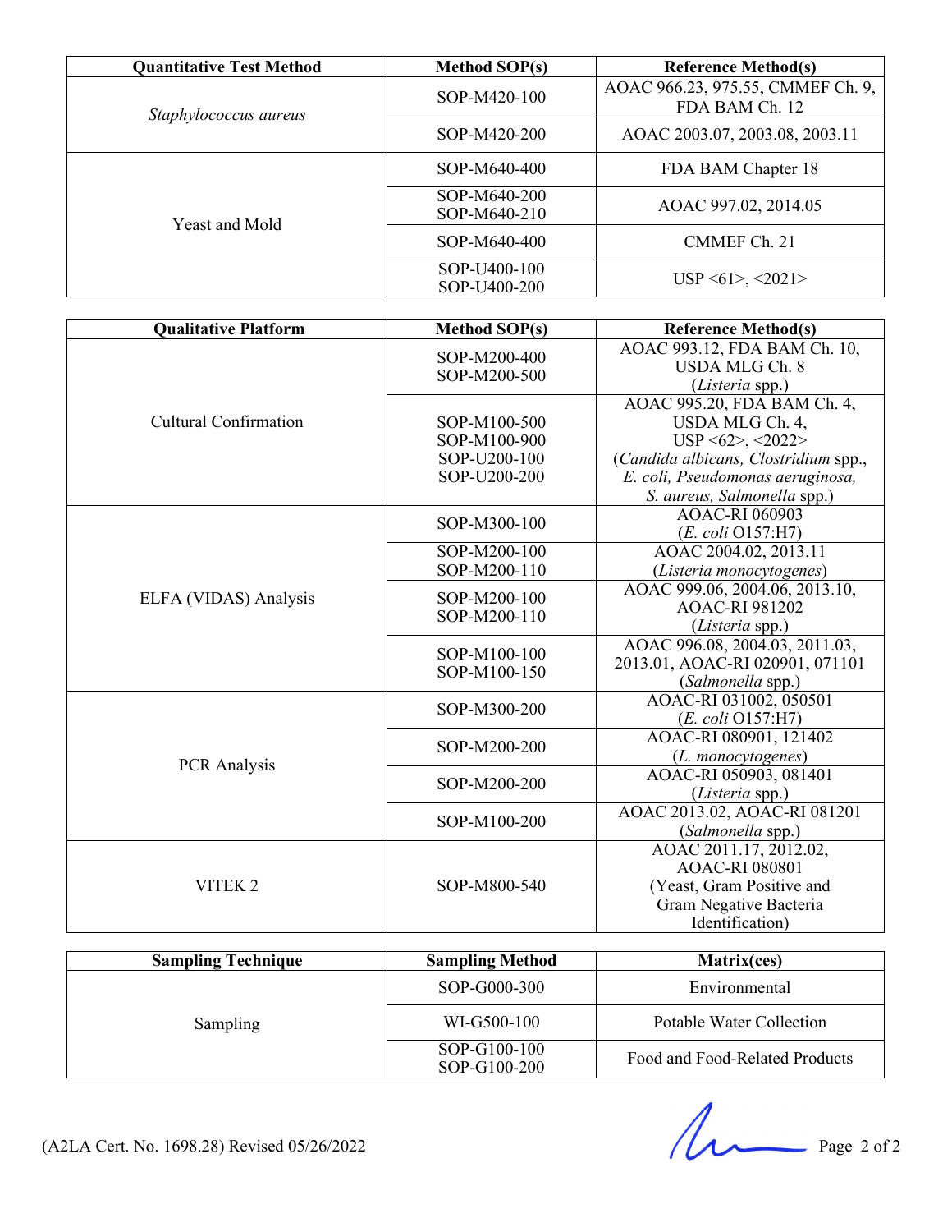| Quantitative Test Method | Method SOP(s) | Reference Method(s) |
| --- | --- | --- |
| *Staphylococcus aureus* | SOP-M420-100 | AOAC 966.23, 975.55, CMMEF Ch. 9, FDA BAM Ch. 12 |
| | SOP-M420-200 | AOAC 2003.07, 2003.08, 2003.11 |
| Yeast and Mold | SOP-M640-400 | FDA BAM Chapter 18 |
| | SOP-M640-200<br>SOP-M640-210 | AOAC 997.02, 2014.05 |
| | SOP-M640-400 | CMMEF Ch. 21 |
| | SOP-U400-100<br>SOP-U400-200 | USP <61>, <2021> |

| Qualitative Platform | Method SOP(s) | Reference Method(s) |
| --- | --- | --- |
| Cultural Confirmation | SOP-M200-400<br>SOP-M200-500 | AOAC 993.12, FDA BAM Ch. 10, USDA MLG Ch. 8 (*Listeria* spp.) |
| | SOP-M100-500<br>SOP-M100-900<br>SOP-U200-100<br>SOP-U200-200 | AOAC 995.20, FDA BAM Ch. 4, USDA MLG Ch. 4, USP <62>, <2022> (*Candida albicans, Clostridium* spp., *E. coli, Pseudomonas aeruginosa, S. aureus, Salmonella* spp.) |
| ELFA (VIDAS) Analysis | SOP-M300-100 | AOAC-RI 060903 (*E. coli* O157:H7) |
| | SOP-M200-100<br>SOP-M200-110 | AOAC 2004.02, 2013.11 (*Listeria monocytogenes*) |
| | SOP-M200-100<br>SOP-M200-110 | AOAC 999.06, 2004.06, 2013.10, AOAC-RI 981202 (*Listeria* spp.) |
| | SOP-M100-100<br>SOP-M100-150 | AOAC 996.08, 2004.03, 2011.03, 2013.01, AOAC-RI 020901, 071101 (*Salmonella* spp.) |
| PCR Analysis | SOP-M300-200 | AOAC-RI 031002, 050501 (*E. coli* O157:H7) |
| | SOP-M200-200 | AOAC-RI 080901, 121402 (*L. monocytogenes*) |
| | SOP-M200-200 | AOAC-RI 050903, 081401 (*Listeria* spp.) |
| | SOP-M100-200 | AOAC 2013.02, AOAC-RI 081201 (*Salmonella* spp.) |
| VITEK 2 | SOP-M800-540 | AOAC 2011.17, 2012.02, AOAC-RI 080801 (Yeast, Gram Positive and Gram Negative Bacteria Identification) |

| Sampling Technique | Sampling Method | Matrix(ces) |
| --- | --- | --- |
| Sampling | SOP-G000-300 | Environmental |
| | WI-G500-100 | Potable Water Collection |
| | SOP-G100-100<br>SOP-G100-200 | Food and Food-Related Products |

(A2LA Cert. No. 1698.28) Revised 05/26/2022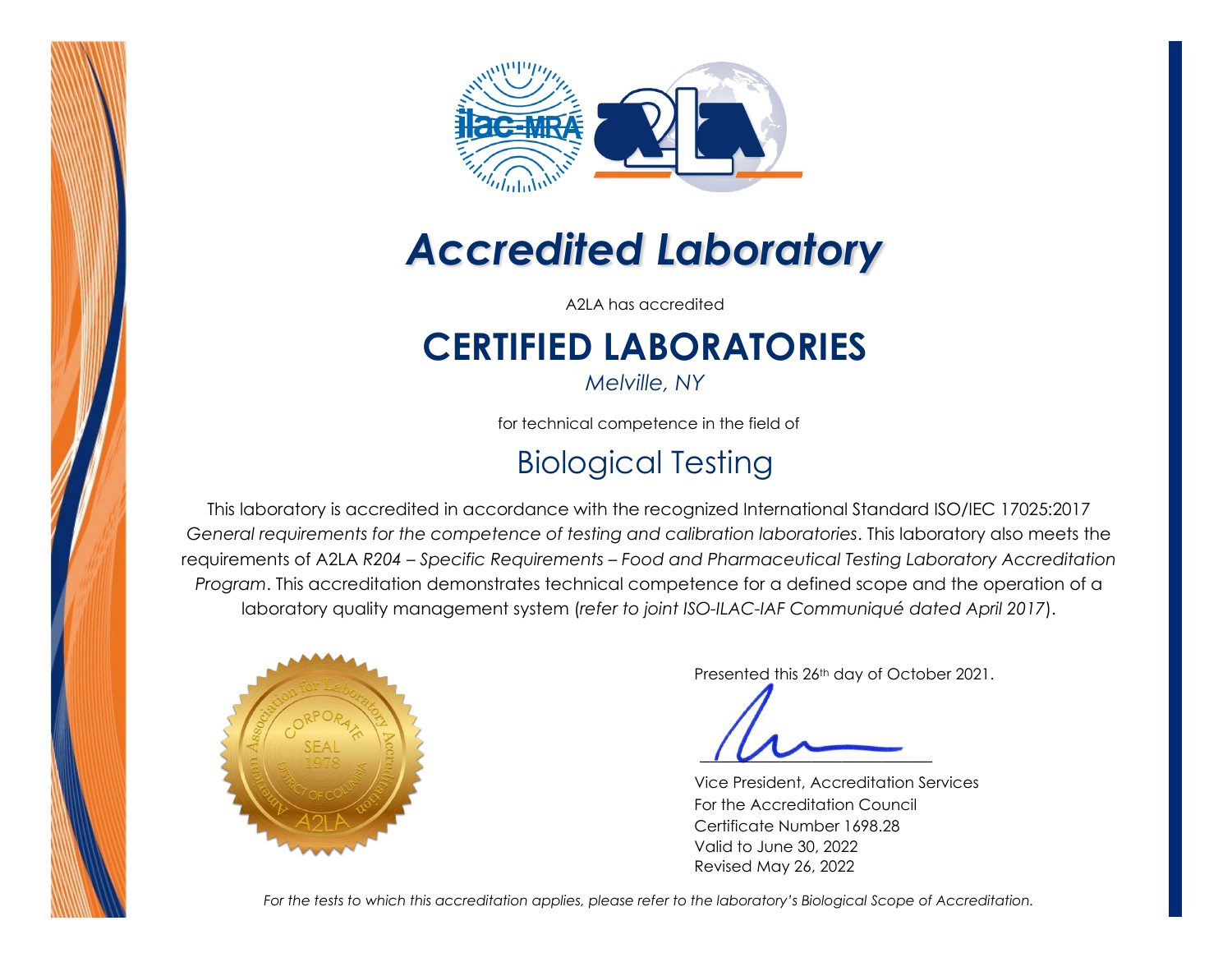# *Accredited Laboratory*

A2LA has accredited

## CERTIFIED LABORATORIES

*Melville, NY*

for technical competence in the field of

## Biological Testing

This laboratory is accredited in accordance with the recognized International Standard ISO/IEC 17025:2017 *General requirements for the competence of testing and calibration laboratories*. This laboratory also meets the requirements of A2LA *R204 – Specific Requirements – Food and Pharmaceutical Testing Laboratory Accreditation Program*. This accreditation demonstrates technical competence for a defined scope and the operation of a laboratory quality management system (*refer to joint ISO-ILAC-IAF Communiqué dated April 2017*).

Presented this 26th day of October 2021.

Vice President, Accreditation Services
For the Accreditation Council
Certificate Number 1698.28
Valid to June 30, 2022
Revised May 26, 2022

*For the tests to which this accreditation applies, please refer to the laboratory's Biological Scope of Accreditation.*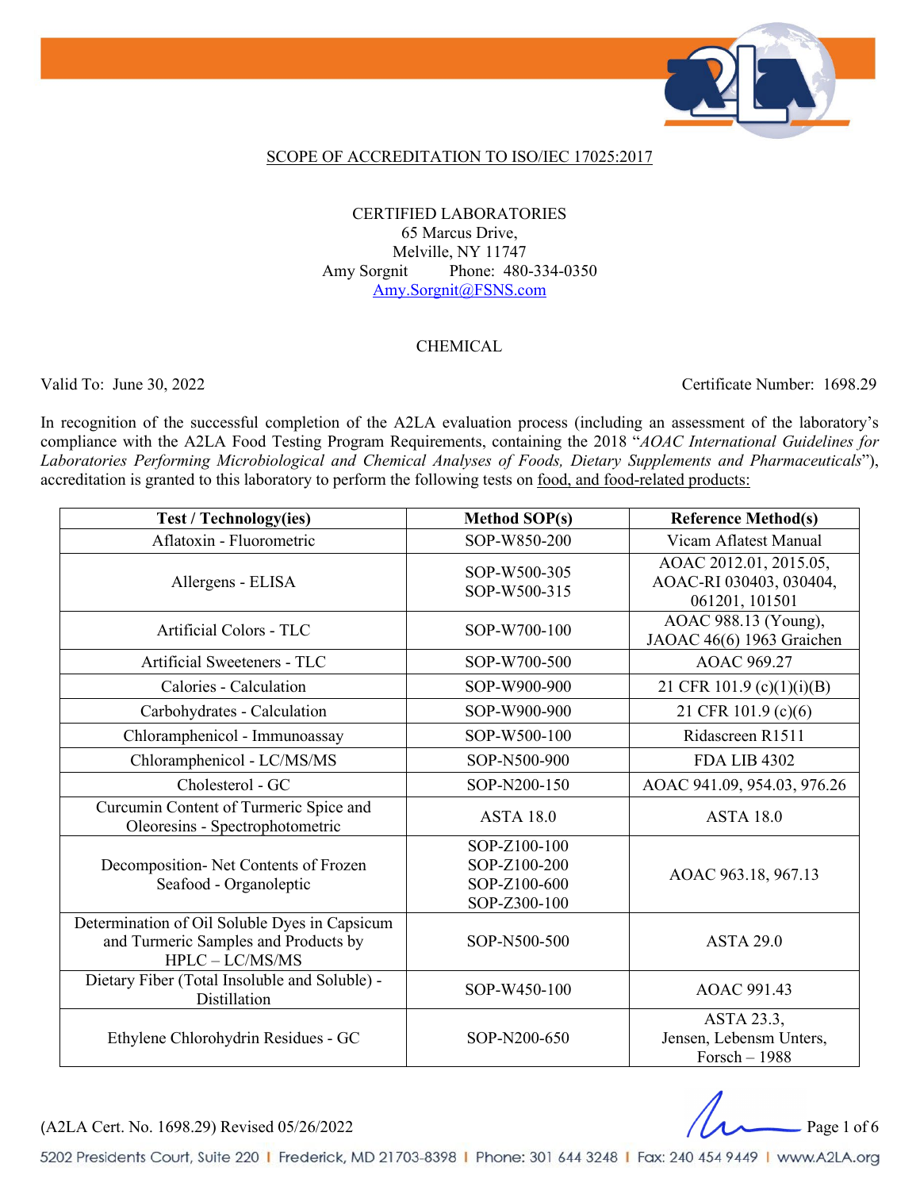SCOPE OF ACCREDITATION TO ISO/IEC 17025:2017

CERTIFIED LABORATORIES
65 Marcus Drive,
Melville, NY 11747
Amy Sorgnit Phone: 480-334-0350
Amy.Sorgnit@FSNS.com

CHEMICAL

Valid To: June 30, 2022 Certificate Number: 1698.29

In recognition of the successful completion of the A2LA evaluation process (including an assessment of the laboratory's compliance with the A2LA Food Testing Program Requirements, containing the 2018 "*AOAC International Guidelines for Laboratories Performing Microbiological and Chemical Analyses of Foods, Dietary Supplements and Pharmaceuticals*"), accreditation is granted to this laboratory to perform the following tests on food, and food-related products:

| Test / Technology(ies) | Method SOP(s) | Reference Method(s) |
|---|---|---|
| Aflatoxin - Fluorometric | SOP-W850-200 | Vicam Aflatest Manual |
| Allergens - ELISA | SOP-W500-305<br>SOP-W500-315 | AOAC 2012.01, 2015.05, AOAC-RI 030403, 030404, 061201, 101501 |
| Artificial Colors - TLC | SOP-W700-100 | AOAC 988.13 (Young), JAOAC 46(6) 1963 Graichen |
| Artificial Sweeteners - TLC | SOP-W700-500 | AOAC 969.27 |
| Calories - Calculation | SOP-W900-900 | 21 CFR 101.9 (c)(1)(i)(B) |
| Carbohydrates - Calculation | SOP-W900-900 | 21 CFR 101.9 (c)(6) |
| Chloramphenicol - Immunoassay | SOP-W500-100 | Ridascreen R1511 |
| Chloramphenicol - LC/MS/MS | SOP-N500-900 | FDA LIB 4302 |
| Cholesterol - GC | SOP-N200-150 | AOAC 941.09, 954.03, 976.26 |
| Curcumin Content of Turmeric Spice and Oleoresins - Spectrophotometric | ASTA 18.0 | ASTA 18.0 |
| Decomposition- Net Contents of Frozen Seafood - Organoleptic | SOP-Z100-100<br>SOP-Z100-200<br>SOP-Z100-600<br>SOP-Z300-100 | AOAC 963.18, 967.13 |
| Determination of Oil Soluble Dyes in Capsicum and Turmeric Samples and Products by HPLC – LC/MS/MS | SOP-N500-500 | ASTA 29.0 |
| Dietary Fiber (Total Insoluble and Soluble) - Distillation | SOP-W450-100 | AOAC 991.43 |
| Ethylene Chlorohydrin Residues - GC | SOP-N200-650 | ASTA 23.3, Jensen, Lebensm Unters, Forsch – 1988 |

(A2LA Cert. No. 1698.29) Revised 05/26/2022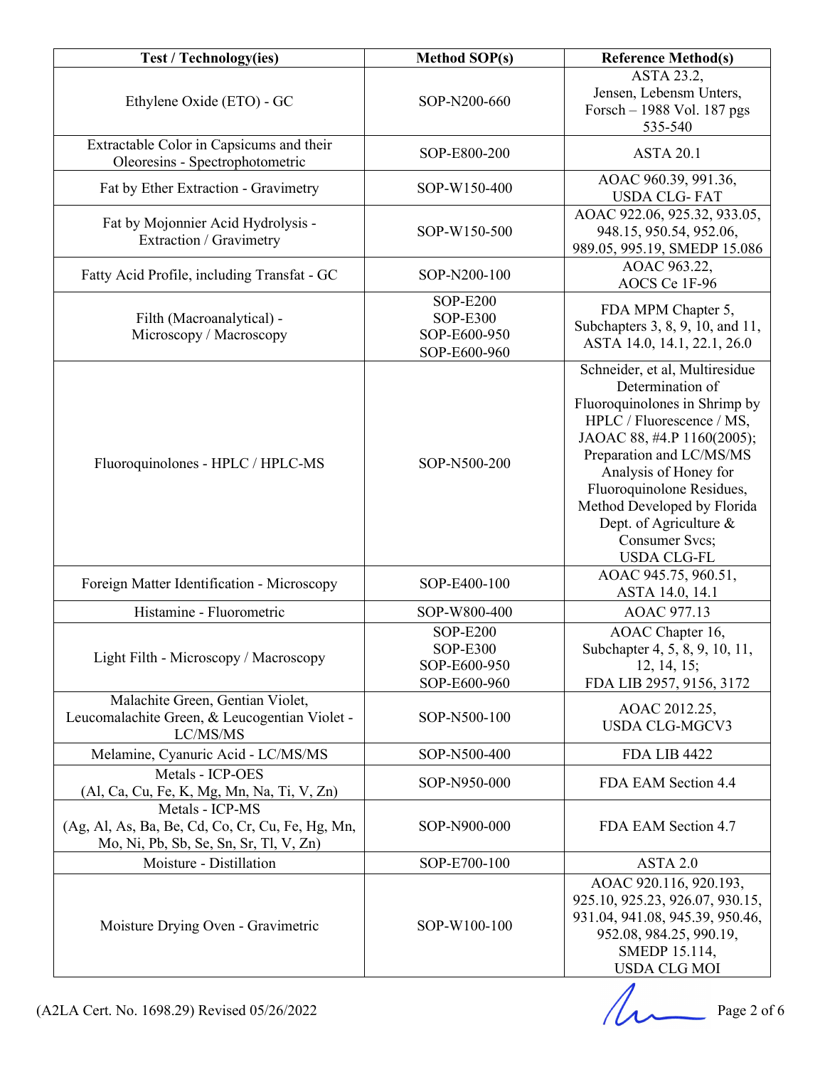| Test / Technology(ies) | Method SOP(s) | Reference Method(s) |
|---|---|---|
| Ethylene Oxide (ETO) - GC | SOP-N200-660 | ASTA 23.2, Jensen, Lebensm Unters, Forsch – 1988 Vol. 187 pgs 535-540 |
| Extractable Color in Capsicums and their Oleoresins - Spectrophotometric | SOP-E800-200 | ASTA 20.1 |
| Fat by Ether Extraction - Gravimetry | SOP-W150-400 | AOAC 960.39, 991.36, USDA CLG- FAT |
| Fat by Mojonnier Acid Hydrolysis - Extraction / Gravimetry | SOP-W150-500 | AOAC 922.06, 925.32, 933.05, 948.15, 950.54, 952.06, 989.05, 995.19, SMEDP 15.086 |
| Fatty Acid Profile, including Transfat - GC | SOP-N200-100 | AOAC 963.22, AOCS Ce 1F-96 |
| Filth (Macroanalytical) - Microscopy / Macroscopy | SOP-E200 SOP-E300 SOP-E600-950 SOP-E600-960 | FDA MPM Chapter 5, Subchapters 3, 8, 9, 10, and 11, ASTA 14.0, 14.1, 22.1, 26.0 |
| Fluoroquinolones - HPLC / HPLC-MS | SOP-N500-200 | Schneider, et al, Multiresidue Determination of Fluoroquinolones in Shrimp by HPLC / Fluorescence / MS, JAOAC 88, #4.P 1160(2005); Preparation and LC/MS/MS Analysis of Honey for Fluoroquinolone Residues, Method Developed by Florida Dept. of Agriculture & Consumer Svcs; USDA CLG-FL |
| Foreign Matter Identification - Microscopy | SOP-E400-100 | AOAC 945.75, 960.51, ASTA 14.0, 14.1 |
| Histamine - Fluorometric | SOP-W800-400 | AOAC 977.13 |
| Light Filth - Microscopy / Macroscopy | SOP-E200 SOP-E300 SOP-E600-950 SOP-E600-960 | AOAC Chapter 16, Subchapter 4, 5, 8, 9, 10, 11, 12, 14, 15; FDA LIB 2957, 9156, 3172 |
| Malachite Green, Gentian Violet, Leucomalachite Green, & Leucogentian Violet - LC/MS/MS | SOP-N500-100 | AOAC 2012.25, USDA CLG-MGCV3 |
| Melamine, Cyanuric Acid - LC/MS/MS | SOP-N500-400 | FDA LIB 4422 |
| Metals - ICP-OES (Al, Ca, Cu, Fe, K, Mg, Mn, Na, Ti, V, Zn) | SOP-N950-000 | FDA EAM Section 4.4 |
| Metals - ICP-MS (Ag, Al, As, Ba, Be, Cd, Co, Cr, Cu, Fe, Hg, Mn, Mo, Ni, Pb, Sb, Se, Sn, Sr, Tl, V, Zn) | SOP-N900-000 | FDA EAM Section 4.7 |
| Moisture - Distillation | SOP-E700-100 | ASTA 2.0 |
| Moisture Drying Oven - Gravimetric | SOP-W100-100 | AOAC 920.116, 920.193, 925.10, 925.23, 926.07, 930.15, 931.04, 941.08, 945.39, 950.46, 952.08, 984.25, 990.19, SMEDP 15.114, USDA CLG MOI |

(A2LA Cert. No. 1698.29) Revised 05/26/2022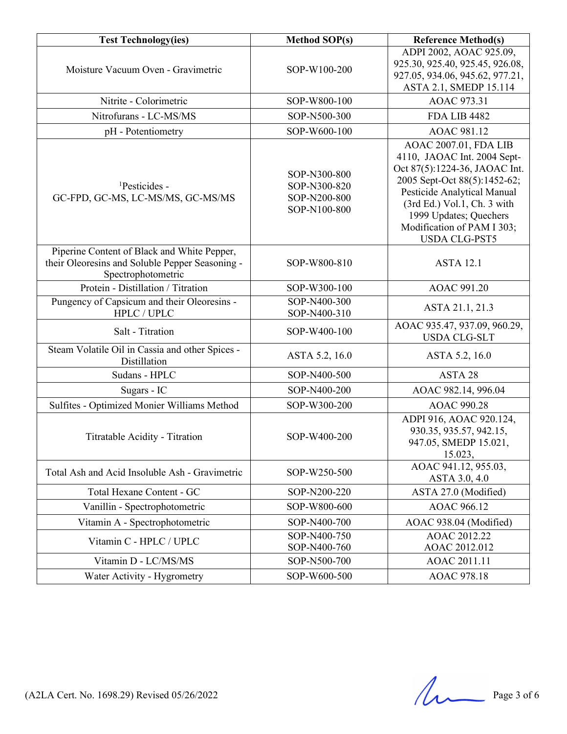| Test Technology(ies) | Method SOP(s) | Reference Method(s) |
|---|---|---|
| Moisture Vacuum Oven - Gravimetric | SOP-W100-200 | ADPI 2002, AOAC 925.09, 925.30, 925.40, 925.45, 926.08, 927.05, 934.06, 945.62, 977.21, ASTA 2.1, SMEDP 15.114 |
| Nitrite - Colorimetric | SOP-W800-100 | AOAC 973.31 |
| Nitrofurans - LC-MS/MS | SOP-N500-300 | FDA LIB 4482 |
| pH - Potentiometry | SOP-W600-100 | AOAC 981.12 |
| [1]Pesticides - GC-FPD, GC-MS, LC-MS/MS, GC-MS/MS | SOP-N300-800 SOP-N300-820 SOP-N200-800 SOP-N100-800 | AOAC 2007.01, FDA LIB 4110, JAOAC Int. 2004 Sept-Oct 87(5):1224-36, JAOAC Int. 2005 Sept-Oct 88(5):1452-62; Pesticide Analytical Manual (3rd Ed.) Vol.1, Ch. 3 with 1999 Updates; Quechers Modification of PAM I 303; USDA CLG-PST5 |
| Piperine Content of Black and White Pepper, their Oleoresins and Soluble Pepper Seasoning - Spectrophotometric | SOP-W800-810 | ASTA 12.1 |
| Protein - Distillation / Titration | SOP-W300-100 | AOAC 991.20 |
| Pungency of Capsicum and their Oleoresins - HPLC / UPLC | SOP-N400-300 SOP-N400-310 | ASTA 21.1, 21.3 |
| Salt - Titration | SOP-W400-100 | AOAC 935.47, 937.09, 960.29, USDA CLG-SLT |
| Steam Volatile Oil in Cassia and other Spices - Distillation | ASTA 5.2, 16.0 | ASTA 5.2, 16.0 |
| Sudans - HPLC | SOP-N400-500 | ASTA 28 |
| Sugars - IC | SOP-N400-200 | AOAC 982.14, 996.04 |
| Sulfites - Optimized Monier Williams Method | SOP-W300-200 | AOAC 990.28 |
| Titratable Acidity - Titration | SOP-W400-200 | ADPI 916, AOAC 920.124, 930.35, 935.57, 942.15, 947.05, SMEDP 15.021, 15.023, |
| Total Ash and Acid Insoluble Ash - Gravimetric | SOP-W250-500 | AOAC 941.12, 955.03, ASTA 3.0, 4.0 |
| Total Hexane Content - GC | SOP-N200-220 | ASTA 27.0 (Modified) |
| Vanillin - Spectrophotometric | SOP-W800-600 | AOAC 966.12 |
| Vitamin A - Spectrophotometric | SOP-N400-700 | AOAC 938.04 (Modified) |
| Vitamin C - HPLC / UPLC | SOP-N400-750 SOP-N400-760 | AOAC 2012.22 AOAC 2012.012 |
| Vitamin D - LC/MS/MS | SOP-N500-700 | AOAC 2011.11 |
| Water Activity - Hygrometry | SOP-W600-500 | AOAC 978.18 |

(A2LA Cert. No. 1698.29) Revised 05/26/2022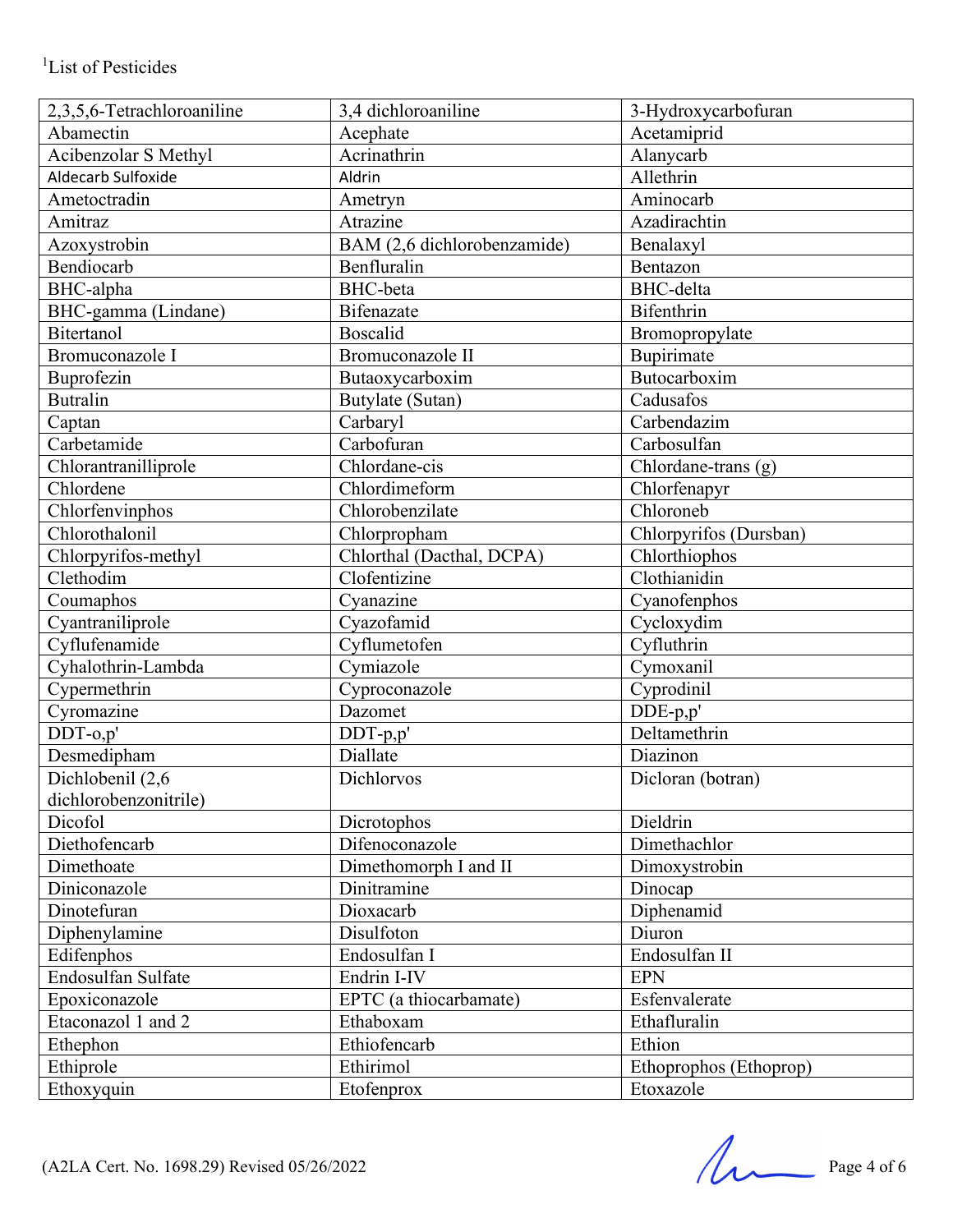[1]List of Pesticides

| | | |
|---|---|---|
| 2,3,5,6-Tetrachloroaniline | 3,4 dichloroaniline | 3-Hydroxycarbofuran |
| Abamectin | Acephate | Acetamiprid |
| Acibenzolar S Methyl | Acrinathrin | Alanycarb |
| Aldecarb Sulfoxide | Aldrin | Allethrin |
| Ametoctradin | Ametryn | Aminocarb |
| Amitraz | Atrazine | Azadirachtin |
| Azoxystrobin | BAM (2,6 dichlorobenzamide) | Benalaxyl |
| Bendiocarb | Benfluralin | Bentazon |
| BHC-alpha | BHC-beta | BHC-delta |
| BHC-gamma (Lindane) | Bifenazate | Bifenthrin |
| Bitertanol | Boscalid | Bromopropylate |
| Bromuconazole I | Bromuconazole II | Bupirimate |
| Buprofezin | Butaoxycarboxim | Butocarboxim |
| Butralin | Butylate (Sutan) | Cadusafos |
| Captan | Carbaryl | Carbendazim |
| Carbetamide | Carbofuran | Carbosulfan |
| Chlorantranilliprole | Chlordane-cis | Chlordane-trans (g) |
| Chlordene | Chlordimeform | Chlorfenapyr |
| Chlorfenvinphos | Chlorobenzilate | Chloroneb |
| Chlorothalonil | Chlorpropham | Chlorpyrifos (Dursban) |
| Chlorpyrifos-methyl | Chlorthal (Dacthal, DCPA) | Chlorthiophos |
| Clethodim | Clofentizine | Clothianidin |
| Coumaphos | Cyanazine | Cyanofenphos |
| Cyantraniliprole | Cyazofamid | Cycloxydim |
| Cyflufenamide | Cyflumetofen | Cyfluthrin |
| Cyhalothrin-Lambda | Cymiazole | Cymoxanil |
| Cypermethrin | Cyproconazole | Cyprodinil |
| Cyromazine | Dazomet | DDE-p,p' |
| DDT-o,p' | DDT-p,p' | Deltamethrin |
| Desmedipham | Diallate | Diazinon |
| Dichlobenil (2,6 dichlorobenzonitrile) | Dichlorvos | Dicloran (botran) |
| Dicofol | Dicrotophos | Dieldrin |
| Diethofencarb | Difenoconazole | Dimethachlor |
| Dimethoate | Dimethomorph I and II | Dimoxystrobin |
| Diniconazole | Dinitramine | Dinocap |
| Dinotefuran | Dioxacarb | Diphenamid |
| Diphenylamine | Disulfoton | Diuron |
| Edifenphos | Endosulfan I | Endosulfan II |
| Endosulfan Sulfate | Endrin I-IV | EPN |
| Epoxiconazole | EPTC (a thiocarbamate) | Esfenvalerate |
| Etaconazol 1 and 2 | Ethaboxam | Ethafluralin |
| Ethephon | Ethiofencarb | Ethion |
| Ethiprole | Ethirimol | Ethoprophos (Ethoprop) |
| Ethoxyquin | Etofenprox | Etoxazole |

(A2LA Cert. No. 1698.29) Revised 05/26/2022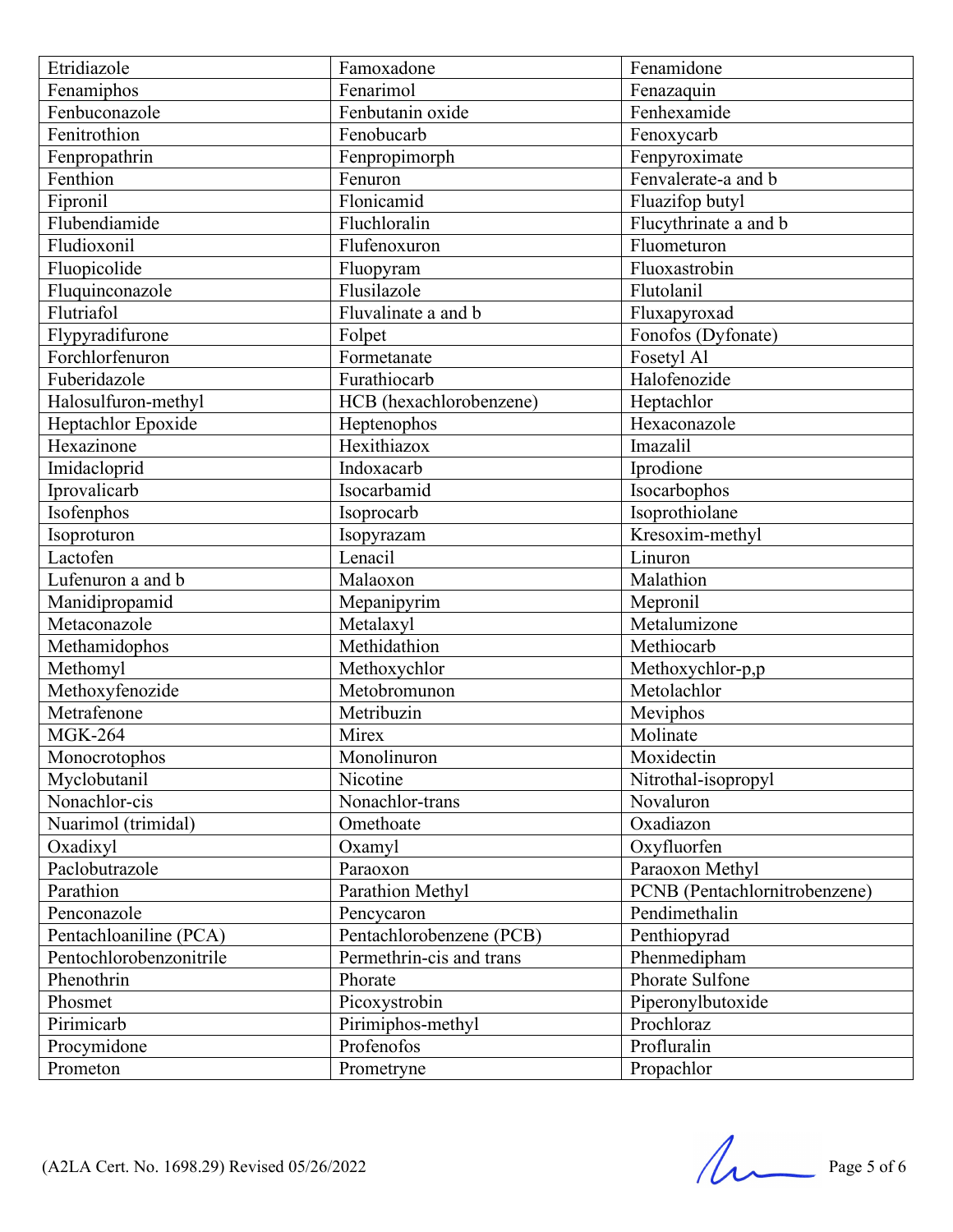| | | |
|---|---|---|
| Etridiazole | Famoxadone | Fenamidone |
| Fenamiphos | Fenarimol | Fenazaquin |
| Fenbuconazole | Fenbutanin oxide | Fenhexamide |
| Fenitrothion | Fenobucarb | Fenoxycarb |
| Fenpropathrin | Fenpropimorph | Fenpyroximate |
| Fenthion | Fenuron | Fenvalerate-a and b |
| Fipronil | Flonicamid | Fluazifop butyl |
| Flubendiamide | Fluchloralin | Flucythrinate a and b |
| Fludioxonil | Flufenoxuron | Fluometuron |
| Fluopicolide | Fluopyram | Fluoxastrobin |
| Fluquinconazole | Flusilazole | Flutolanil |
| Flutriafol | Fluvalinate a and b | Fluxapyroxad |
| Flypyradifurone | Folpet | Fonofos (Dyfonate) |
| Forchlorfenuron | Formetanate | Fosetyl Al |
| Fuberidazole | Furathiocarb | Halofenozide |
| Halosulfuron-methyl | HCB (hexachlorobenzene) | Heptachlor |
| Heptachlor Epoxide | Heptenophos | Hexaconazole |
| Hexazinone | Hexithiazox | Imazalil |
| Imidacloprid | Indoxacarb | Iprodione |
| Iprovalicarb | Isocarbamid | Isocarbophos |
| Isofenphos | Isoprocarb | Isoprothiolane |
| Isoproturon | Isopyrazam | Kresoxim-methyl |
| Lactofen | Lenacil | Linuron |
| Lufenuron a and b | Malaoxon | Malathion |
| Manidipropamid | Mepanipyrim | Mepronil |
| Metaconazole | Metalaxyl | Metalumizone |
| Methamidophos | Methidathion | Methiocarb |
| Methomyl | Methoxychlor | Methoxychlor-p,p |
| Methoxyfenozide | Metobromunon | Metolachlor |
| Metrafenone | Metribuzin | Meviphos |
| MGK-264 | Mirex | Molinate |
| Monocrotophos | Monolinuron | Moxidectin |
| Myclobutanil | Nicotine | Nitrothal-isopropyl |
| Nonachlor-cis | Nonachlor-trans | Novaluron |
| Nuarimol (trimidal) | Omethoate | Oxadiazon |
| Oxadixyl | Oxamyl | Oxyfluorfen |
| Paclobutrazole | Paraoxon | Paraoxon Methyl |
| Parathion | Parathion Methyl | PCNB (Pentachlornitrobenzene) |
| Penconazole | Pencycaron | Pendimethalin |
| Pentachloaniline (PCA) | Pentachlorobenzene (PCB) | Penthiopyrad |
| Pentochlorobenzonitrile | Permethrin-cis and trans | Phenmedipham |
| Phenothrin | Phorate | Phorate Sulfone |
| Phosmet | Picoxystrobin | Piperonylbutoxide |
| Pirimicarb | Pirimiphos-methyl | Prochloraz |
| Procymidone | Profenofos | Profluralin |
| Prometon | Prometryne | Propachlor |

(A2LA Cert. No. 1698.29) Revised 05/26/2022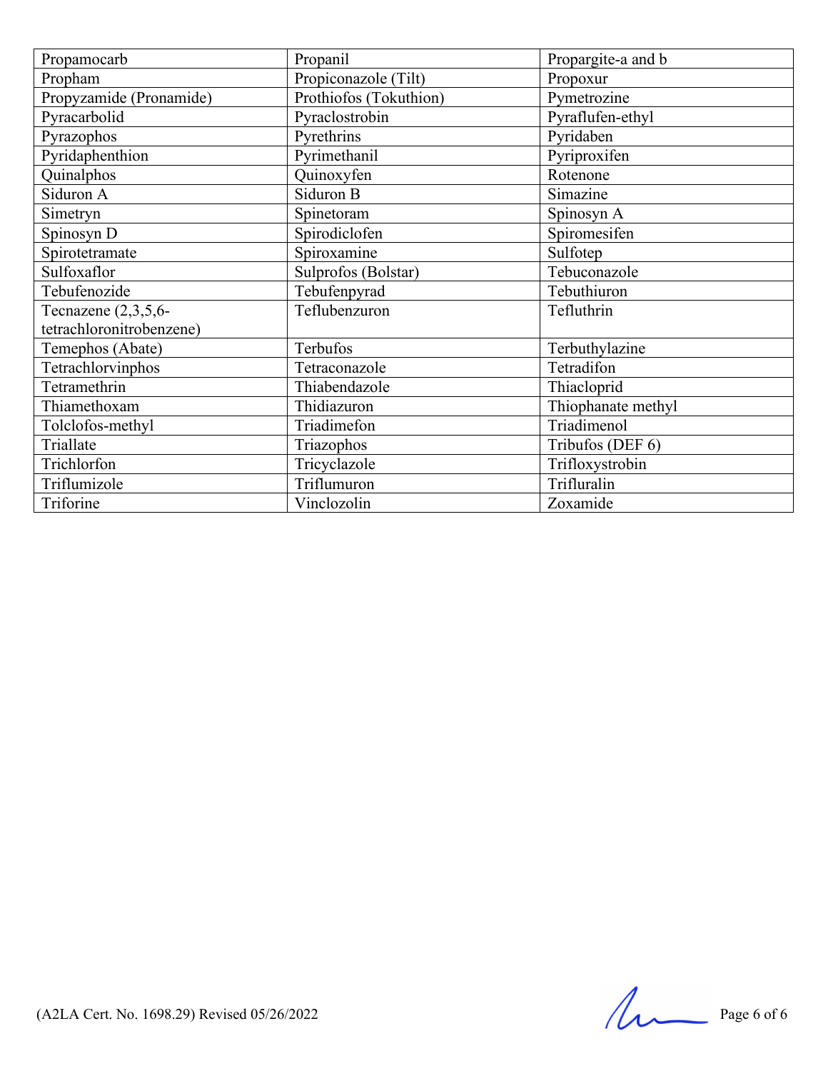| Propamocarb | Propanil | Propargite-a and b |
|---|---|---|
| Propham | Propiconazole (Tilt) | Propoxur |
| Propyzamide (Pronamide) | Prothiofos (Tokuthion) | Pymetrozine |
| Pyracarbolid | Pyraclostrobin | Pyraflufen-ethyl |
| Pyrazophos | Pyrethrins | Pyridaben |
| Pyridaphenthion | Pyrimethanil | Pyriproxifen |
| Quinalphos | Quinoxyfen | Rotenone |
| Siduron A | Siduron B | Simazine |
| Simetryn | Spinetoram | Spinosyn A |
| Spinosyn D | Spirodiclofen | Spiromesifen |
| Spirotetramate | Spiroxamine | Sulfotep |
| Sulfoxaflor | Sulprofos (Bolstar) | Tebuconazole |
| Tebufenozide | Tebufenpyrad | Tebuthiuron |
| Tecnazene (2,3,5,6-tetrachloronitrobenzene) | Teflubenzuron | Tefluthrin |
| Temephos (Abate) | Terbufos | Terbuthylazine |
| Tetrachlorvinphos | Tetraconazole | Tetradifon |
| Tetramethrin | Thiabendazole | Thiacloprid |
| Thiamethoxam | Thidiazuron | Thiophanate methyl |
| Tolclofos-methyl | Triadimefon | Triadimenol |
| Triallate | Triazophos | Tribufos (DEF 6) |
| Trichlorfon | Tricyclazole | Trifloxystrobin |
| Triflumizole | Triflumuron | Trifluralin |
| Triforine | Vinclozolin | Zoxamide |

(A2LA Cert. No. 1698.29) Revised 05/26/2022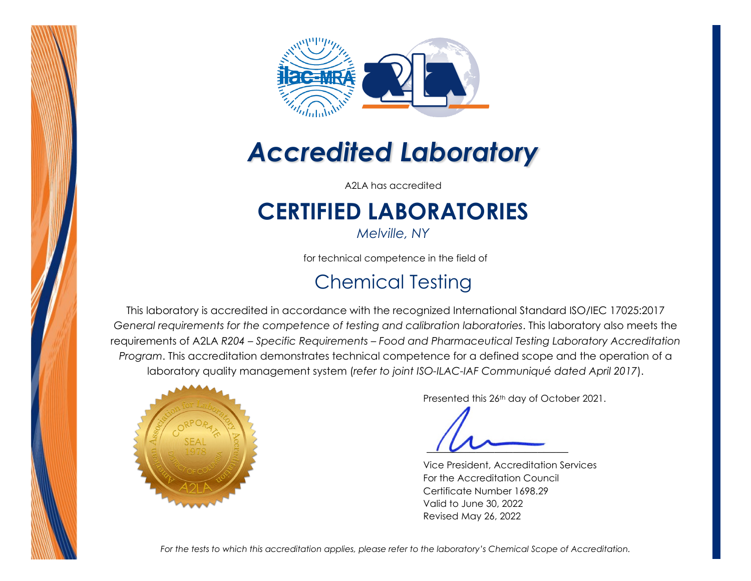# *Accredited Laboratory*

A2LA has accredited

## CERTIFIED LABORATORIES

*Melville, NY*

for technical competence in the field of

## Chemical Testing

This laboratory is accredited in accordance with the recognized International Standard ISO/IEC 17025:2017 *General requirements for the competence of testing and calibration laboratories*. This laboratory also meets the requirements of A2LA *R204 – Specific Requirements – Food and Pharmaceutical Testing Laboratory Accreditation Program*. This accreditation demonstrates technical competence for a defined scope and the operation of a laboratory quality management system (*refer to joint ISO-ILAC-IAF Communiqué dated April 2017*).

Presented this 26th day of October 2021.

Vice President, Accreditation Services
For the Accreditation Council
Certificate Number 1698.29
Valid to June 30, 2022
Revised May 26, 2022

*For the tests to which this accreditation applies, please refer to the laboratory's Chemical Scope of Accreditation.*